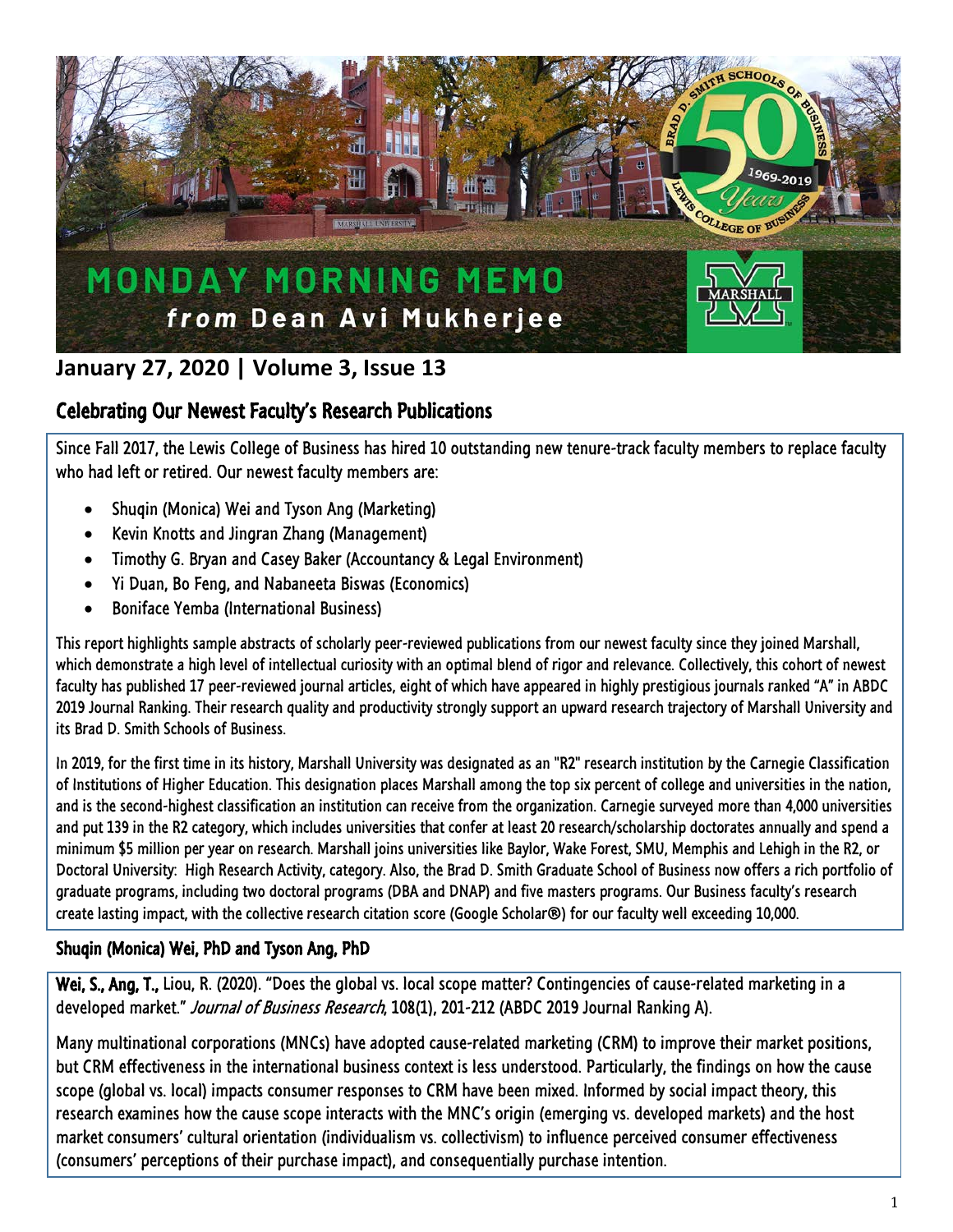# MONDAY MORNING MEMO
## *from* Dean Avi Mukherjee

**January 27, 2020 | Volume 3, Issue 13**

## Celebrating Our Newest Faculty's Research Publications

Since Fall 2017, the Lewis College of Business has hired 10 outstanding new tenure-track faculty members to replace faculty who had left or retired. Our newest faculty members are:

- Shuqin (Monica) Wei and Tyson Ang (Marketing)
- Kevin Knotts and Jingran Zhang (Management)
- Timothy G. Bryan and Casey Baker (Accountancy & Legal Environment)
- Yi Duan, Bo Feng, and Nabaneeta Biswas (Economics)
- Boniface Yemba (International Business)

This report highlights sample abstracts of scholarly peer-reviewed publications from our newest faculty since they joined Marshall, which demonstrate a high level of intellectual curiosity with an optimal blend of rigor and relevance. Collectively, this cohort of newest faculty has published 17 peer-reviewed journal articles, eight of which have appeared in highly prestigious journals ranked "A" in ABDC 2019 Journal Ranking. Their research quality and productivity strongly support an upward research trajectory of Marshall University and its Brad D. Smith Schools of Business.

In 2019, for the first time in its history, Marshall University was designated as an "R2" research institution by the Carnegie Classification of Institutions of Higher Education. This designation places Marshall among the top six percent of college and universities in the nation, and is the second-highest classification an institution can receive from the organization. Carnegie surveyed more than 4,000 universities and put 139 in the R2 category, which includes universities that confer at least 20 research/scholarship doctorates annually and spend a minimum $5 million per year on research. Marshall joins universities like Baylor, Wake Forest, SMU, Memphis and Lehigh in the R2, or Doctoral University: High Research Activity, category. Also, the Brad D. Smith Graduate School of Business now offers a rich portfolio of graduate programs, including two doctoral programs (DBA and DNAP) and five masters programs. Our Business faculty's research create lasting impact, with the collective research citation score (Google Scholar®) for our faculty well exceeding 10,000.

### Shuqin (Monica) Wei, PhD and Tyson Ang, PhD

**Wei, S., Ang, T.,** Liou, R. (2020). "Does the global vs. local scope matter? Contingencies of cause-related marketing in a developed market." *Journal of Business Research*, 108(1), 201-212 (ABDC 2019 Journal Ranking A).

Many multinational corporations (MNCs) have adopted cause-related marketing (CRM) to improve their market positions, but CRM effectiveness in the international business context is less understood. Particularly, the findings on how the cause scope (global vs. local) impacts consumer responses to CRM have been mixed. Informed by social impact theory, this research examines how the cause scope interacts with the MNC's origin (emerging vs. developed markets) and the host market consumers' cultural orientation (individualism vs. collectivism) to influence perceived consumer effectiveness (consumers' perceptions of their purchase impact), and consequentially purchase intention.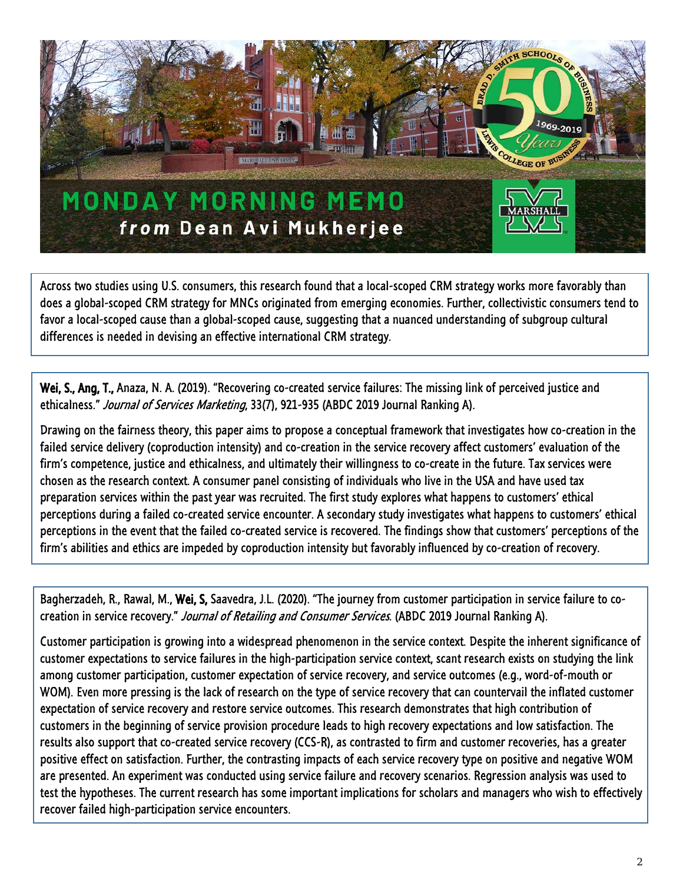# MONDAY MORNING MEMO

***from* Dean Avi Mukherjee**

Across two studies using U.S. consumers, this research found that a local-scoped CRM strategy works more favorably than does a global-scoped CRM strategy for MNCs originated from emerging economies. Further, collectivistic consumers tend to favor a local-scoped cause than a global-scoped cause, suggesting that a nuanced understanding of subgroup cultural differences is needed in devising an effective international CRM strategy.

**Wei, S., Ang, T.,** Anaza, N. A. (2019). "Recovering co-created service failures: The missing link of perceived justice and ethicalness." *Journal of Services Marketing*, 33(7), 921-935 (ABDC 2019 Journal Ranking A).

Drawing on the fairness theory, this paper aims to propose a conceptual framework that investigates how co-creation in the failed service delivery (coproduction intensity) and co-creation in the service recovery affect customers' evaluation of the firm's competence, justice and ethicalness, and ultimately their willingness to co-create in the future. Tax services were chosen as the research context. A consumer panel consisting of individuals who live in the USA and have used tax preparation services within the past year was recruited. The first study explores what happens to customers' ethical perceptions during a failed co-created service encounter. A secondary study investigates what happens to customers' ethical perceptions in the event that the failed co-created service is recovered. The findings show that customers' perceptions of the firm's abilities and ethics are impeded by coproduction intensity but favorably influenced by co-creation of recovery.

Bagherzadeh, R., Rawal, M., **Wei, S,** Saavedra, J.L. (2020). "The journey from customer participation in service failure to co-creation in service recovery." *Journal of Retailing and Consumer Services*. (ABDC 2019 Journal Ranking A).

Customer participation is growing into a widespread phenomenon in the service context. Despite the inherent significance of customer expectations to service failures in the high-participation service context, scant research exists on studying the link among customer participation, customer expectation of service recovery, and service outcomes (e.g., word-of-mouth or WOM). Even more pressing is the lack of research on the type of service recovery that can countervail the inflated customer expectation of service recovery and restore service outcomes. This research demonstrates that high contribution of customers in the beginning of service provision procedure leads to high recovery expectations and low satisfaction. The results also support that co-created service recovery (CCS-R), as contrasted to firm and customer recoveries, has a greater positive effect on satisfaction. Further, the contrasting impacts of each service recovery type on positive and negative WOM are presented. An experiment was conducted using service failure and recovery scenarios. Regression analysis was used to test the hypotheses. The current research has some important implications for scholars and managers who wish to effectively recover failed high-participation service encounters.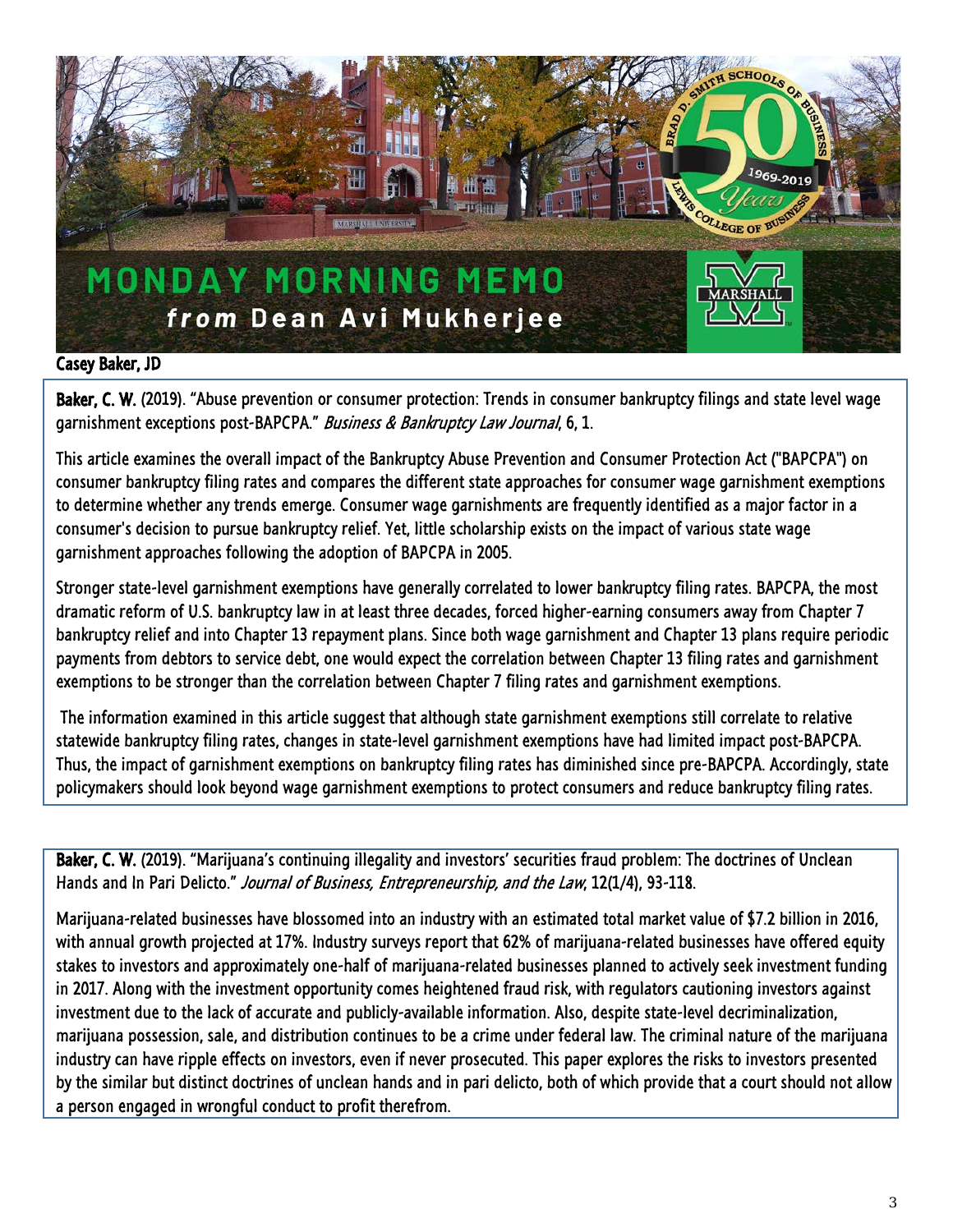# MONDAY MORNING MEMO

***from*** **Dean Avi Mukherjee**

## Casey Baker, JD

**Baker, C. W.** (2019). "Abuse prevention or consumer protection: Trends in consumer bankruptcy filings and state level wage garnishment exceptions post-BAPCPA." *Business & Bankruptcy Law Journal*, 6, 1.

This article examines the overall impact of the Bankruptcy Abuse Prevention and Consumer Protection Act ("BAPCPA") on consumer bankruptcy filing rates and compares the different state approaches for consumer wage garnishment exemptions to determine whether any trends emerge. Consumer wage garnishments are frequently identified as a major factor in a consumer's decision to pursue bankruptcy relief. Yet, little scholarship exists on the impact of various state wage garnishment approaches following the adoption of BAPCPA in 2005.

Stronger state-level garnishment exemptions have generally correlated to lower bankruptcy filing rates. BAPCPA, the most dramatic reform of U.S. bankruptcy law in at least three decades, forced higher-earning consumers away from Chapter 7 bankruptcy relief and into Chapter 13 repayment plans. Since both wage garnishment and Chapter 13 plans require periodic payments from debtors to service debt, one would expect the correlation between Chapter 13 filing rates and garnishment exemptions to be stronger than the correlation between Chapter 7 filing rates and garnishment exemptions.

The information examined in this article suggest that although state garnishment exemptions still correlate to relative statewide bankruptcy filing rates, changes in state-level garnishment exemptions have had limited impact post-BAPCPA. Thus, the impact of garnishment exemptions on bankruptcy filing rates has diminished since pre-BAPCPA. Accordingly, state policymakers should look beyond wage garnishment exemptions to protect consumers and reduce bankruptcy filing rates.

**Baker, C. W.** (2019). "Marijuana's continuing illegality and investors' securities fraud problem: The doctrines of Unclean Hands and In Pari Delicto." *Journal of Business, Entrepreneurship, and the Law*, 12(1/4), 93-118.

Marijuana-related businesses have blossomed into an industry with an estimated total market value of $7.2 billion in 2016, with annual growth projected at 17%. Industry surveys report that 62% of marijuana-related businesses have offered equity stakes to investors and approximately one-half of marijuana-related businesses planned to actively seek investment funding in 2017. Along with the investment opportunity comes heightened fraud risk, with regulators cautioning investors against investment due to the lack of accurate and publicly-available information. Also, despite state-level decriminalization, marijuana possession, sale, and distribution continues to be a crime under federal law. The criminal nature of the marijuana industry can have ripple effects on investors, even if never prosecuted. This paper explores the risks to investors presented by the similar but distinct doctrines of unclean hands and in pari delicto, both of which provide that a court should not allow a person engaged in wrongful conduct to profit therefrom.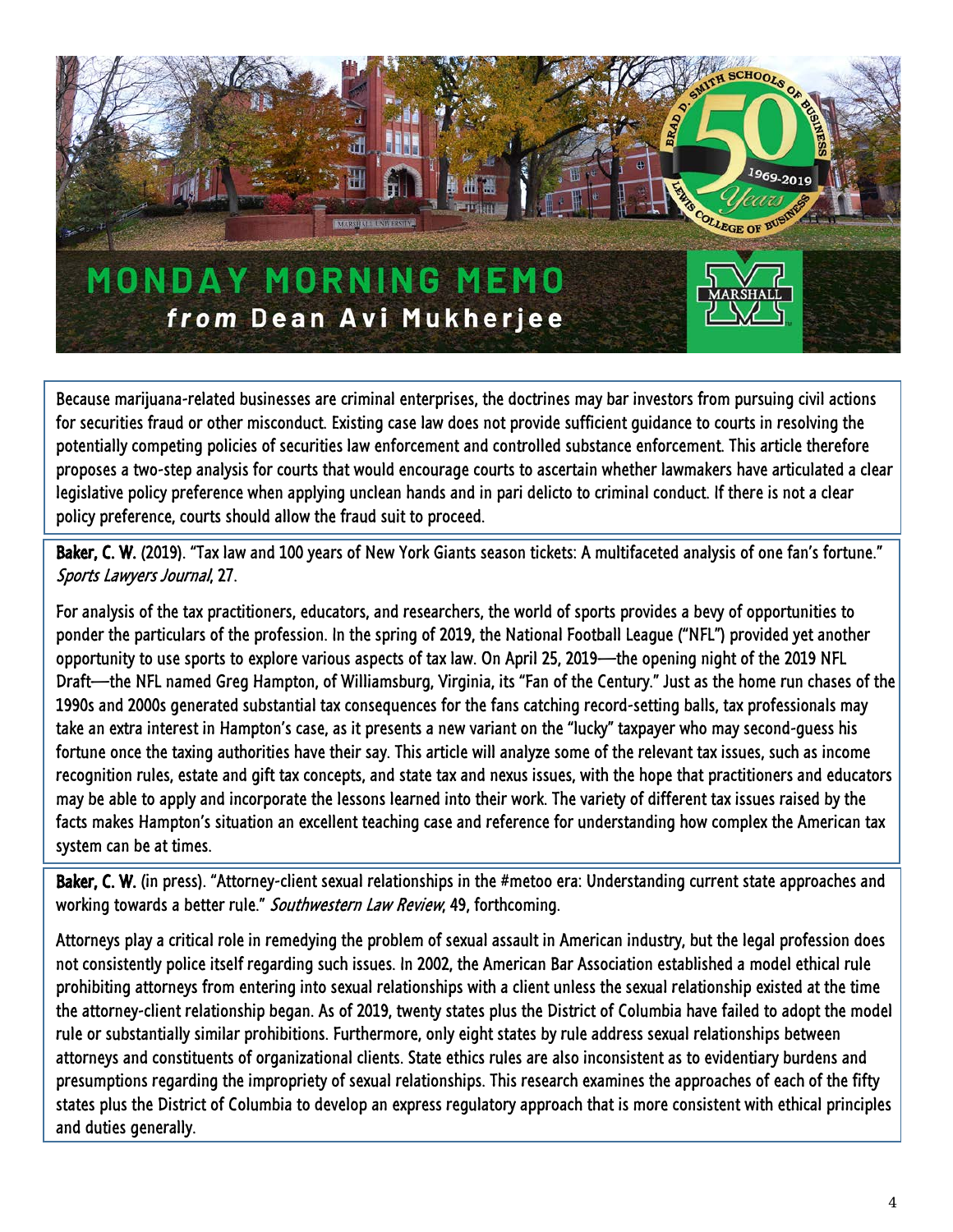# MONDAY MORNING MEMO

**from Dean Avi Mukherjee**

Because marijuana-related businesses are criminal enterprises, the doctrines may bar investors from pursuing civil actions for securities fraud or other misconduct. Existing case law does not provide sufficient guidance to courts in resolving the potentially competing policies of securities law enforcement and controlled substance enforcement. This article therefore proposes a two-step analysis for courts that would encourage courts to ascertain whether lawmakers have articulated a clear legislative policy preference when applying unclean hands and in pari delicto to criminal conduct. If there is not a clear policy preference, courts should allow the fraud suit to proceed.

**Baker, C. W.** (2019). "Tax law and 100 years of New York Giants season tickets: A multifaceted analysis of one fan's fortune." *Sports Lawyers Journal*, 27.

For analysis of the tax practitioners, educators, and researchers, the world of sports provides a bevy of opportunities to ponder the particulars of the profession. In the spring of 2019, the National Football League ("NFL") provided yet another opportunity to use sports to explore various aspects of tax law. On April 25, 2019—the opening night of the 2019 NFL Draft—the NFL named Greg Hampton, of Williamsburg, Virginia, its "Fan of the Century." Just as the home run chases of the 1990s and 2000s generated substantial tax consequences for the fans catching record-setting balls, tax professionals may take an extra interest in Hampton's case, as it presents a new variant on the "lucky" taxpayer who may second-guess his fortune once the taxing authorities have their say. This article will analyze some of the relevant tax issues, such as income recognition rules, estate and gift tax concepts, and state tax and nexus issues, with the hope that practitioners and educators may be able to apply and incorporate the lessons learned into their work. The variety of different tax issues raised by the facts makes Hampton's situation an excellent teaching case and reference for understanding how complex the American tax system can be at times.

**Baker, C. W.** (in press). "Attorney-client sexual relationships in the #metoo era: Understanding current state approaches and working towards a better rule." *Southwestern Law Review*, 49, forthcoming.

Attorneys play a critical role in remedying the problem of sexual assault in American industry, but the legal profession does not consistently police itself regarding such issues. In 2002, the American Bar Association established a model ethical rule prohibiting attorneys from entering into sexual relationships with a client unless the sexual relationship existed at the time the attorney-client relationship began. As of 2019, twenty states plus the District of Columbia have failed to adopt the model rule or substantially similar prohibitions. Furthermore, only eight states by rule address sexual relationships between attorneys and constituents of organizational clients. State ethics rules are also inconsistent as to evidentiary burdens and presumptions regarding the impropriety of sexual relationships. This research examines the approaches of each of the fifty states plus the District of Columbia to develop an express regulatory approach that is more consistent with ethical principles and duties generally.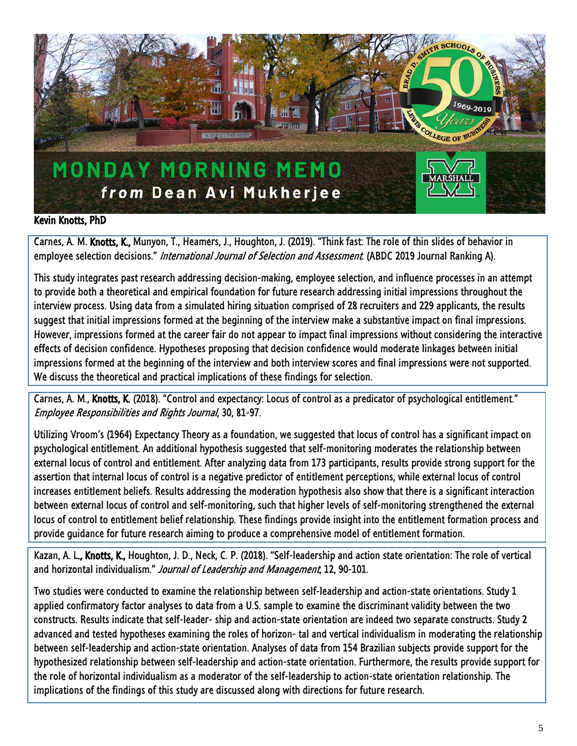# MONDAY MORNING MEMO

***from* Dean Avi Mukherjee**

## Kevin Knotts, PhD

Carnes, A. M. **Knotts, K.,** Munyon, T., Heames, J., Houghton, J. (2019). "Think fast: The role of thin slides of behavior in employee selection decisions." *International Journal of Selection and Assessment*. (ABDC 2019 Journal Ranking A).

This study integrates past research addressing decision-making, employee selection, and influence processes in an attempt to provide both a theoretical and empirical foundation for future research addressing initial impressions throughout the interview process. Using data from a simulated hiring situation comprised of 28 recruiters and 229 applicants, the results suggest that initial impressions formed at the beginning of the interview make a substantive impact on final impressions. However, impressions formed at the career fair do not appear to impact final impressions without considering the interactive effects of decision confidence. Hypotheses proposing that decision confidence would moderate linkages between initial impressions formed at the beginning of the interview and both interview scores and final impressions were not supported. We discuss the theoretical and practical implications of these findings for selection.

Carnes, A. M., **Knotts, K.** (2018). "Control and expectancy: Locus of control as a predicator of psychological entitlement." *Employee Responsibilities and Rights Journal*, 30, 81-97.

Utilizing Vroom's (1964) Expectancy Theory as a foundation, we suggested that locus of control has a significant impact on psychological entitlement. An additional hypothesis suggested that self-monitoring moderates the relationship between external locus of control and entitlement. After analyzing data from 173 participants, results provide strong support for the assertion that internal locus of control is a negative predictor of entitlement perceptions, while external locus of control increases entitlement beliefs. Results addressing the moderation hypothesis also show that there is a significant interaction between external locus of control and self-monitoring, such that higher levels of self-monitoring strengthened the external locus of control to entitlement belief relationship. These findings provide insight into the entitlement formation process and provide guidance for future research aiming to produce a comprehensive model of entitlement formation.

Kazan, A. L**., Knotts, K.,** Houghton, J. D., Neck, C. P. (2018). "Self-leadership and action state orientation: The role of vertical and horizontal individualism." *Journal of Leadership and Management*, 12, 90-101.

Two studies were conducted to examine the relationship between self-leadership and action-state orientations. Study 1 applied confirmatory factor analyses to data from a U.S. sample to examine the discriminant validity between the two constructs. Results indicate that self-leader- ship and action-state orientation are indeed two separate constructs. Study 2 advanced and tested hypotheses examining the roles of horizon- tal and vertical individualism in moderating the relationship between self-leadership and action-state orientation. Analyses of data from 154 Brazilian subjects provide support for the hypothesized relationship between self-leadership and action-state orientation. Furthermore, the results provide support for the role of horizontal individualism as a moderator of the self-leadership to action-state orientation relationship. The implications of the findings of this study are discussed along with directions for future research.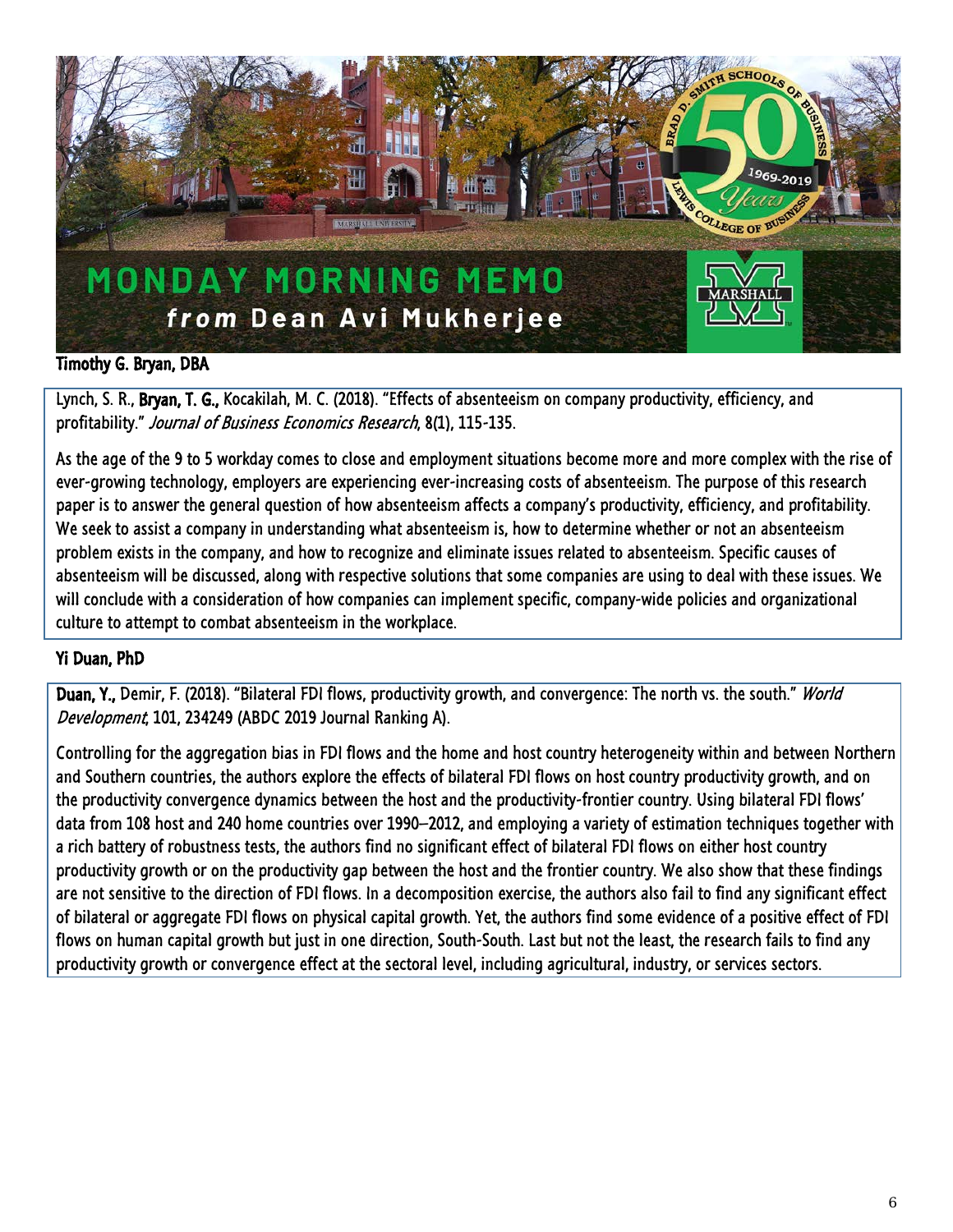# MONDAY MORNING MEMO
## *from* Dean Avi Mukherjee

### Timothy G. Bryan, DBA

Lynch, S. R., **Bryan, T. G.,** Kocakilah, M. C. (2018). "Effects of absenteeism on company productivity, efficiency, and profitability." *Journal of Business Economics Research*, 8(1), 115-135.

As the age of the 9 to 5 workday comes to close and employment situations become more and more complex with the rise of ever-growing technology, employers are experiencing ever-increasing costs of absenteeism. The purpose of this research paper is to answer the general question of how absenteeism affects a company's productivity, efficiency, and profitability. We seek to assist a company in understanding what absenteeism is, how to determine whether or not an absenteeism problem exists in the company, and how to recognize and eliminate issues related to absenteeism. Specific causes of absenteeism will be discussed, along with respective solutions that some companies are using to deal with these issues. We will conclude with a consideration of how companies can implement specific, company-wide policies and organizational culture to attempt to combat absenteeism in the workplace.

### Yi Duan, PhD

**Duan, Y.,** Demir, F. (2018). "Bilateral FDI flows, productivity growth, and convergence: The north vs. the south." *World Development*, 101, 234249 (ABDC 2019 Journal Ranking A).

Controlling for the aggregation bias in FDI flows and the home and host country heterogeneity within and between Northern and Southern countries, the authors explore the effects of bilateral FDI flows on host country productivity growth, and on the productivity convergence dynamics between the host and the productivity-frontier country. Using bilateral FDI flows' data from 108 host and 240 home countries over 1990–2012, and employing a variety of estimation techniques together with a rich battery of robustness tests, the authors find no significant effect of bilateral FDI flows on either host country productivity growth or on the productivity gap between the host and the frontier country. We also show that these findings are not sensitive to the direction of FDI flows. In a decomposition exercise, the authors also fail to find any significant effect of bilateral or aggregate FDI flows on physical capital growth. Yet, the authors find some evidence of a positive effect of FDI flows on human capital growth but just in one direction, South-South. Last but not the least, the research fails to find any productivity growth or convergence effect at the sectoral level, including agricultural, industry, or services sectors.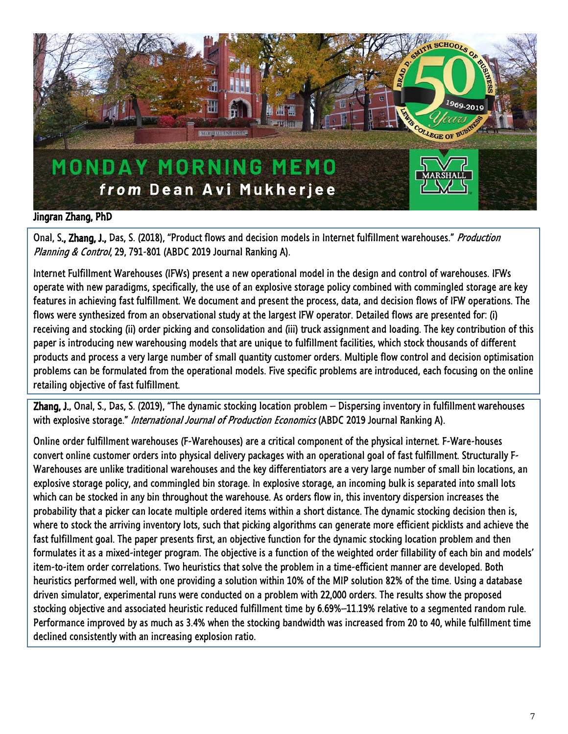# MONDAY MORNING MEMO

*from* **Dean Avi Mukherjee**

## Jingran Zhang, PhD

Onal, S., **Zhang, J.**, Das, S. (2018), "Product flows and decision models in Internet fulfillment warehouses." *Production Planning & Control*, 29, 791-801 (ABDC 2019 Journal Ranking A).

Internet Fulfillment Warehouses (IFWs) present a new operational model in the design and control of warehouses. IFWs operate with new paradigms, specifically, the use of an explosive storage policy combined with commingled storage are key features in achieving fast fulfillment. We document and present the process, data, and decision flows of IFW operations. The flows were synthesized from an observational study at the largest IFW operator. Detailed flows are presented for: (i) receiving and stocking (ii) order picking and consolidation and (iii) truck assignment and loading. The key contribution of this paper is introducing new warehousing models that are unique to fulfillment facilities, which stock thousands of different products and process a very large number of small quantity customer orders. Multiple flow control and decision optimisation problems can be formulated from the operational models. Five specific problems are introduced, each focusing on the online retailing objective of fast fulfillment.

**Zhang, J.**, Onal, S., Das, S. (2019), "The dynamic stocking location problem – Dispersing inventory in fulfillment warehouses with explosive storage." *International Journal of Production Economics* (ABDC 2019 Journal Ranking A).

Online order fulfillment warehouses (F-Warehouses) are a critical component of the physical internet. F-Ware-houses convert online customer orders into physical delivery packages with an operational goal of fast fulfillment. Structurally F-Warehouses are unlike traditional warehouses and the key differentiators are a very large number of small bin locations, an explosive storage policy, and commingled bin storage. In explosive storage, an incoming bulk is separated into small lots which can be stocked in any bin throughout the warehouse. As orders flow in, this inventory dispersion increases the probability that a picker can locate multiple ordered items within a short distance. The dynamic stocking decision then is, where to stock the arriving inventory lots, such that picking algorithms can generate more efficient picklists and achieve the fast fulfillment goal. The paper presents first, an objective function for the dynamic stocking location problem and then formulates it as a mixed-integer program. The objective is a function of the weighted order fillability of each bin and models' item-to-item order correlations. Two heuristics that solve the problem in a time-efficient manner are developed. Both heuristics performed well, with one providing a solution within 10% of the MIP solution 82% of the time. Using a database driven simulator, experimental runs were conducted on a problem with 22,000 orders. The results show the proposed stocking objective and associated heuristic reduced fulfillment time by 6.69%–11.19% relative to a segmented random rule. Performance improved by as much as 3.4% when the stocking bandwidth was increased from 20 to 40, while fulfillment time declined consistently with an increasing explosion ratio.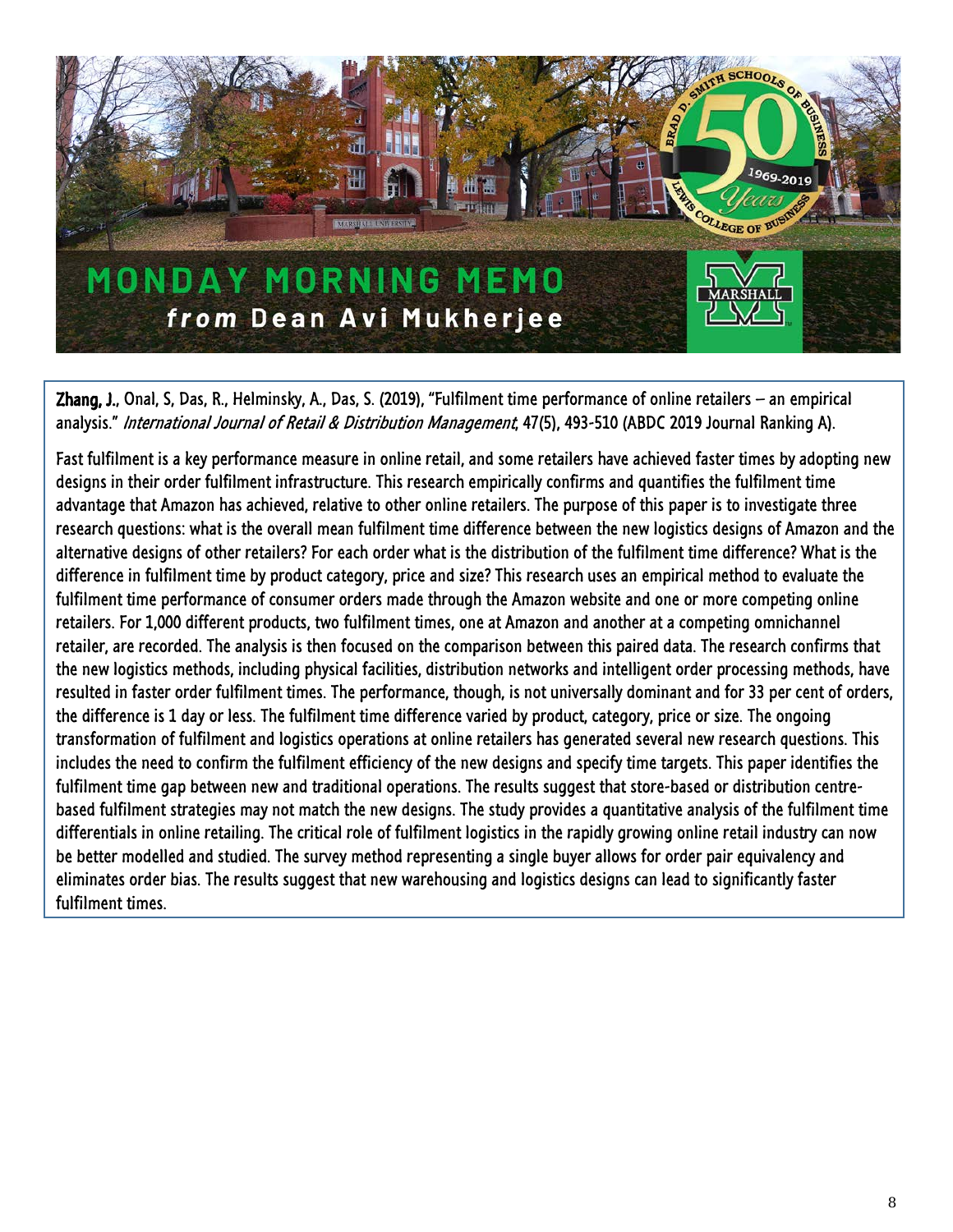# MONDAY MORNING MEMO

## *from* Dean Avi Mukherjee

**Zhang, J.**, Onal, S, Das, R., Helminsky, A., Das, S. (2019), "Fulfilment time performance of online retailers – an empirical analysis." *International Journal of Retail & Distribution Management*, 47(5), 493-510 (ABDC 2019 Journal Ranking A).

Fast fulfilment is a key performance measure in online retail, and some retailers have achieved faster times by adopting new designs in their order fulfilment infrastructure. This research empirically confirms and quantifies the fulfilment time advantage that Amazon has achieved, relative to other online retailers. The purpose of this paper is to investigate three research questions: what is the overall mean fulfilment time difference between the new logistics designs of Amazon and the alternative designs of other retailers? For each order what is the distribution of the fulfilment time difference? What is the difference in fulfilment time by product category, price and size? This research uses an empirical method to evaluate the fulfilment time performance of consumer orders made through the Amazon website and one or more competing online retailers. For 1,000 different products, two fulfilment times, one at Amazon and another at a competing omnichannel retailer, are recorded. The analysis is then focused on the comparison between this paired data. The research confirms that the new logistics methods, including physical facilities, distribution networks and intelligent order processing methods, have resulted in faster order fulfilment times. The performance, though, is not universally dominant and for 33 per cent of orders, the difference is 1 day or less. The fulfilment time difference varied by product, category, price or size. The ongoing transformation of fulfilment and logistics operations at online retailers has generated several new research questions. This includes the need to confirm the fulfilment efficiency of the new designs and specify time targets. This paper identifies the fulfilment time gap between new and traditional operations. The results suggest that store-based or distribution centre-based fulfilment strategies may not match the new designs. The study provides a quantitative analysis of the fulfilment time differentials in online retailing. The critical role of fulfilment logistics in the rapidly growing online retail industry can now be better modelled and studied. The survey method representing a single buyer allows for order pair equivalency and eliminates order bias. The results suggest that new warehousing and logistics designs can lead to significantly faster fulfilment times.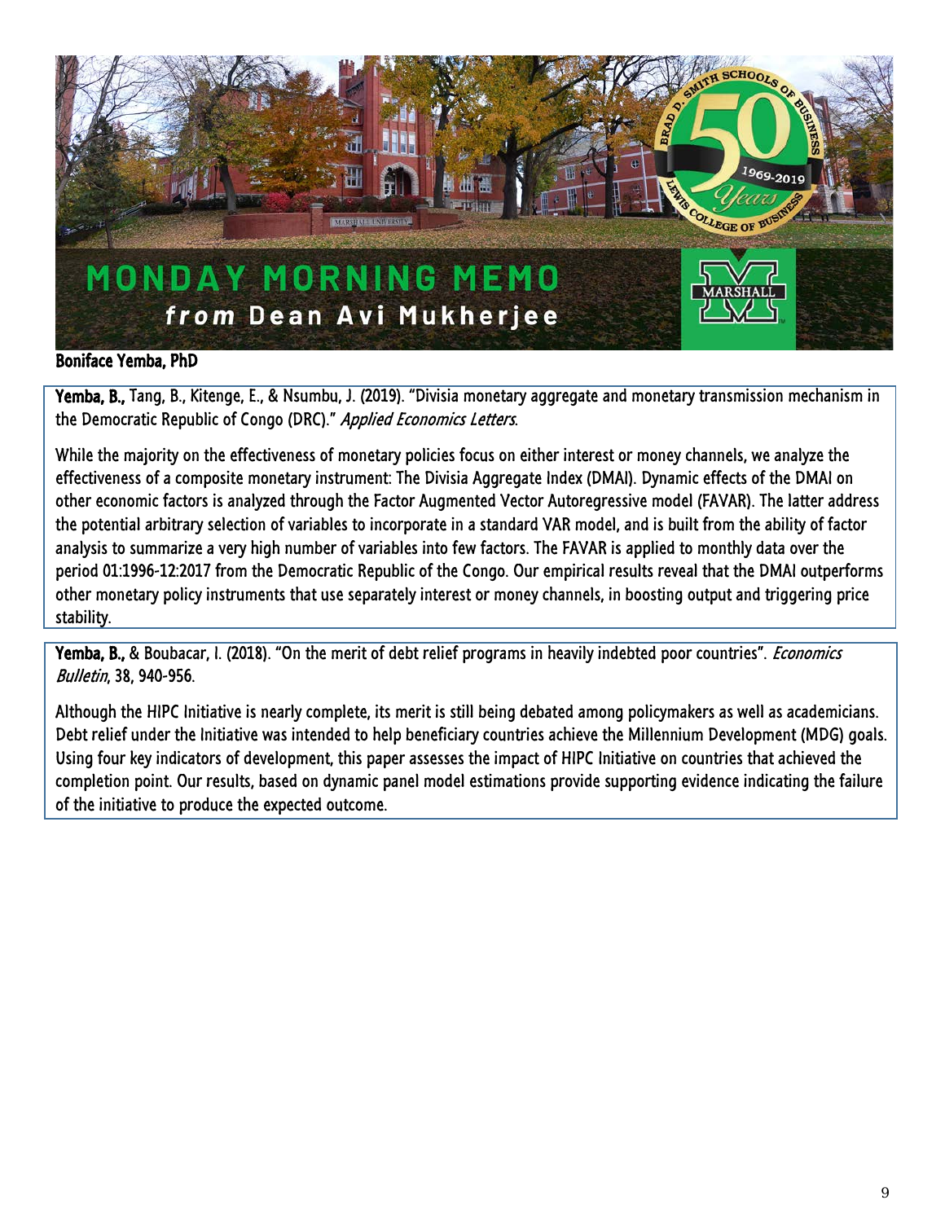# MONDAY MORNING MEMO
## *from* Dean Avi Mukherjee

**Boniface Yemba, PhD**

**Yemba, B.,** Tang, B., Kitenge, E., & Nsumbu, J. (2019). "Divisia monetary aggregate and monetary transmission mechanism in the Democratic Republic of Congo (DRC)." *Applied Economics Letters*.

While the majority on the effectiveness of monetary policies focus on either interest or money channels, we analyze the effectiveness of a composite monetary instrument: The Divisia Aggregate Index (DMAI). Dynamic effects of the DMAI on other economic factors is analyzed through the Factor Augmented Vector Autoregressive model (FAVAR). The latter address the potential arbitrary selection of variables to incorporate in a standard VAR model, and is built from the ability of factor analysis to summarize a very high number of variables into few factors. The FAVAR is applied to monthly data over the period 01:1996-12:2017 from the Democratic Republic of the Congo. Our empirical results reveal that the DMAI outperforms other monetary policy instruments that use separately interest or money channels, in boosting output and triggering price stability.

**Yemba, B.,** & Boubacar, I. (2018). "On the merit of debt relief programs in heavily indebted poor countries". *Economics Bulletin*, 38, 940-956.

Although the HIPC Initiative is nearly complete, its merit is still being debated among policymakers as well as academicians. Debt relief under the Initiative was intended to help beneficiary countries achieve the Millennium Development (MDG) goals. Using four key indicators of development, this paper assesses the impact of HIPC Initiative on countries that achieved the completion point. Our results, based on dynamic panel model estimations provide supporting evidence indicating the failure of the initiative to produce the expected outcome.